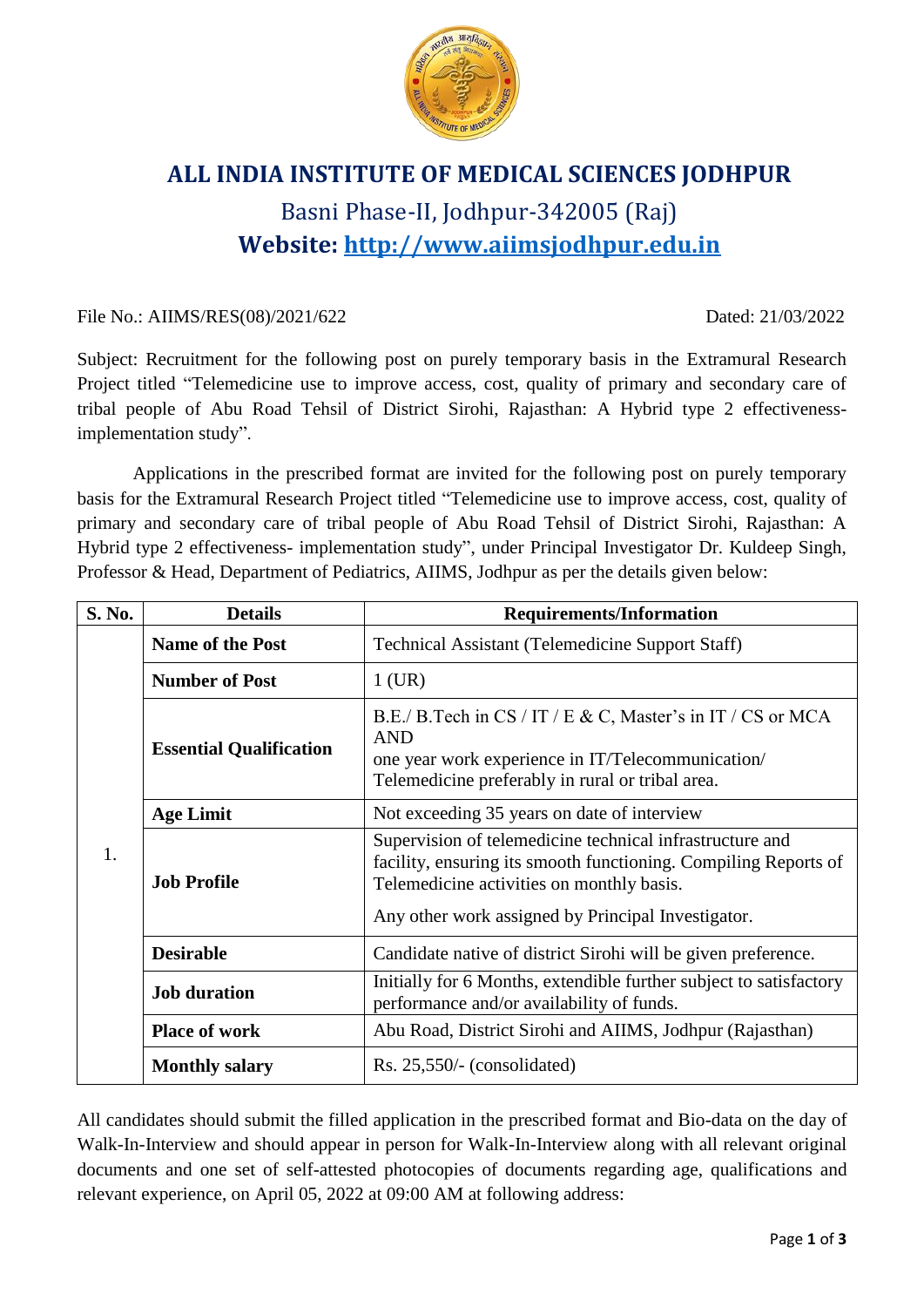# ALL INDIA INSTITUTE OF MEDICAL SCIENCES JODHPUR

## Basni Phase-II, Jodhpur-342005 (Raj)

## Website: http://www.aiimsjodhpur.edu.in

File No.: AIIMS/RES(08)/2021/622 Dated: 21/03/2022

Subject: Recruitment for the following post on purely temporary basis in the Extramural Research Project titled "Telemedicine use to improve access, cost, quality of primary and secondary care of tribal people of Abu Road Tehsil of District Sirohi, Rajasthan: A Hybrid type 2 effectiveness-implementation study".

Applications in the prescribed format are invited for the following post on purely temporary basis for the Extramural Research Project titled "Telemedicine use to improve access, cost, quality of primary and secondary care of tribal people of Abu Road Tehsil of District Sirohi, Rajasthan: A Hybrid type 2 effectiveness- implementation study", under Principal Investigator Dr. Kuldeep Singh, Professor & Head, Department of Pediatrics, AIIMS, Jodhpur as per the details given below:

| S. No. | Details | Requirements/Information |
|---|---|---|
| 1. | **Name of the Post** | Technical Assistant (Telemedicine Support Staff) |
| | **Number of Post** | 1 (UR) |
| | **Essential Qualification** | B.E./ B.Tech in CS / IT / E & C, Master's in IT / CS or MCA AND one year work experience in IT/Telecommunication/ Telemedicine preferably in rural or tribal area. |
| | **Age Limit** | Not exceeding 35 years on date of interview |
| | **Job Profile** | Supervision of telemedicine technical infrastructure and facility, ensuring its smooth functioning. Compiling Reports of Telemedicine activities on monthly basis. Any other work assigned by Principal Investigator. |
| | **Desirable** | Candidate native of district Sirohi will be given preference. |
| | **Job duration** | Initially for 6 Months, extendible further subject to satisfactory performance and/or availability of funds. |
| | **Place of work** | Abu Road, District Sirohi and AIIMS, Jodhpur (Rajasthan) |
| | **Monthly salary** | Rs. 25,550/- (consolidated) |

All candidates should submit the filled application in the prescribed format and Bio-data on the day of Walk-In-Interview and should appear in person for Walk-In-Interview along with all relevant original documents and one set of self-attested photocopies of documents regarding age, qualifications and relevant experience, on April 05, 2022 at 09:00 AM at following address: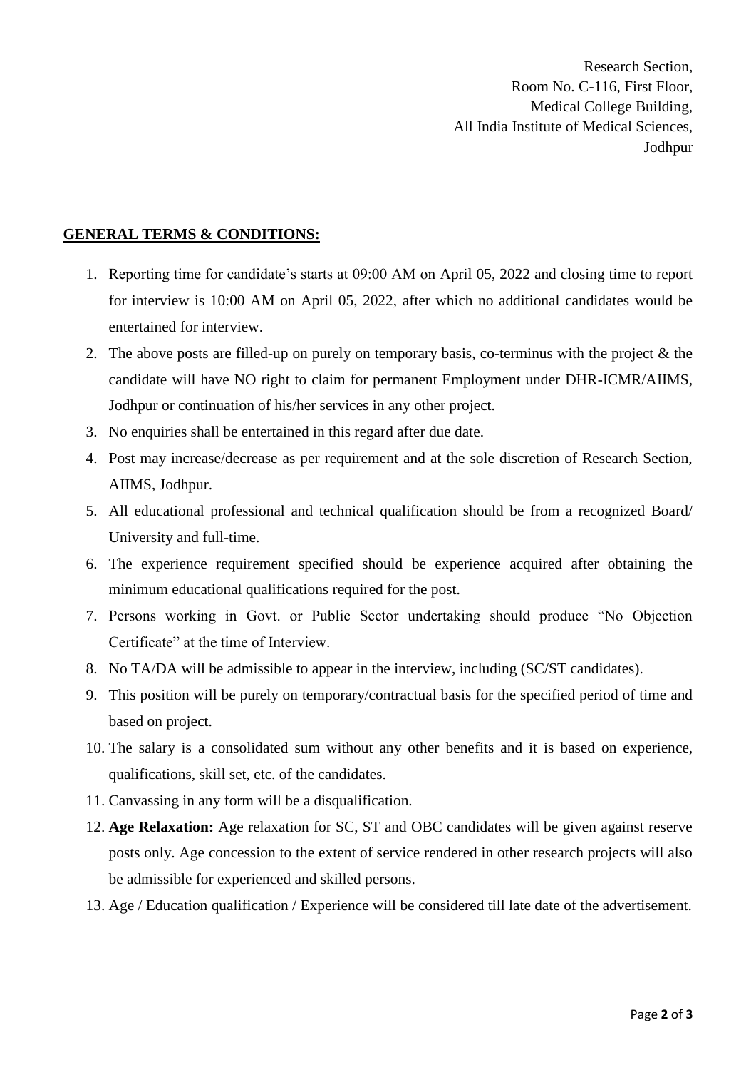Research Section,
Room No. C-116, First Floor,
Medical College Building,
All India Institute of Medical Sciences,
Jodhpur

## GENERAL TERMS & CONDITIONS:

1. Reporting time for candidate's starts at 09:00 AM on April 05, 2022 and closing time to report for interview is 10:00 AM on April 05, 2022, after which no additional candidates would be entertained for interview.
2. The above posts are filled-up on purely on temporary basis, co-terminus with the project & the candidate will have NO right to claim for permanent Employment under DHR-ICMR/AIIMS, Jodhpur or continuation of his/her services in any other project.
3. No enquiries shall be entertained in this regard after due date.
4. Post may increase/decrease as per requirement and at the sole discretion of Research Section, AIIMS, Jodhpur.
5. All educational professional and technical qualification should be from a recognized Board/ University and full-time.
6. The experience requirement specified should be experience acquired after obtaining the minimum educational qualifications required for the post.
7. Persons working in Govt. or Public Sector undertaking should produce "No Objection Certificate" at the time of Interview.
8. No TA/DA will be admissible to appear in the interview, including (SC/ST candidates).
9. This position will be purely on temporary/contractual basis for the specified period of time and based on project.
10. The salary is a consolidated sum without any other benefits and it is based on experience, qualifications, skill set, etc. of the candidates.
11. Canvassing in any form will be a disqualification.
12. **Age Relaxation:** Age relaxation for SC, ST and OBC candidates will be given against reserve posts only. Age concession to the extent of service rendered in other research projects will also be admissible for experienced and skilled persons.
13. Age / Education qualification / Experience will be considered till late date of the advertisement.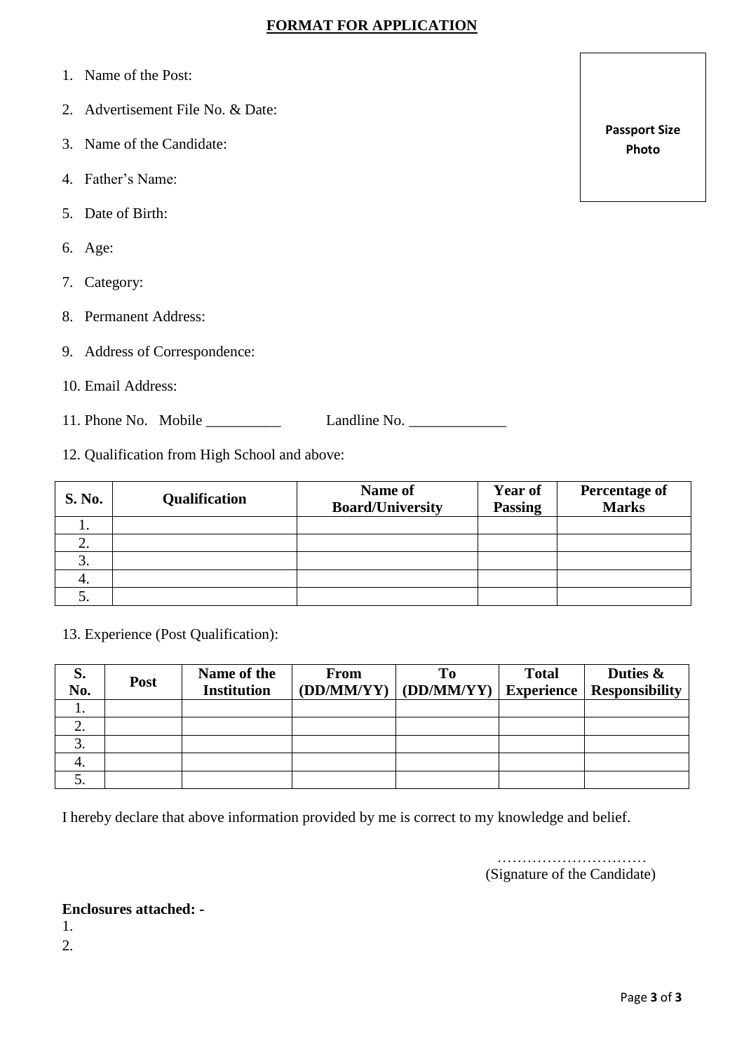# FORMAT FOR APPLICATION

Passport Size Photo

1. Name of the Post:
2. Advertisement File No. & Date:
3. Name of the Candidate:
4. Father's Name:
5. Date of Birth:
6. Age:
7. Category:
8. Permanent Address:
9. Address of Correspondence:
10. Email Address:
11. Phone No. Mobile __________ Landline No. _____________
12. Qualification from High School and above:

| S. No. | Qualification | Name of Board/University | Year of Passing | Percentage of Marks |
|---|---|---|---|---|
| 1. | | | | |
| 2. | | | | |
| 3. | | | | |
| 4. | | | | |
| 5. | | | | |

13. Experience (Post Qualification):

| S. No. | Post | Name of the Institution | From (DD/MM/YY) | To (DD/MM/YY) | Total Experience | Duties & Responsibility |
|---|---|---|---|---|---|---|
| 1. | | | | | | |
| 2. | | | | | | |
| 3. | | | | | | |
| 4. | | | | | | |
| 5. | | | | | | |

I hereby declare that above information provided by me is correct to my knowledge and belief.

…………………………
(Signature of the Candidate)

**Enclosures attached: -**

1.
2.